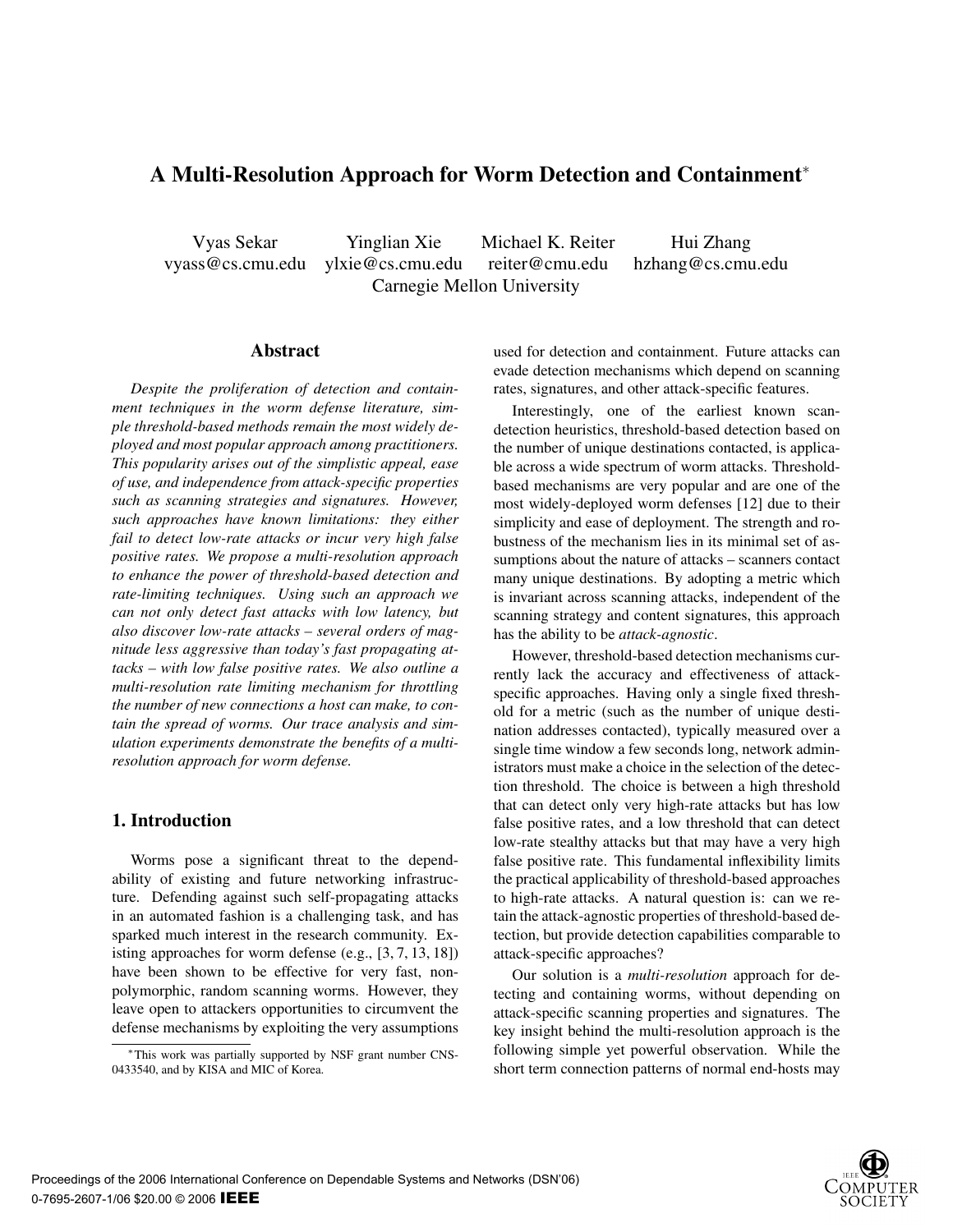# A Multi-Resolution Approach for Worm Detection and Containment*

Vyas Sekar vyass@cs.cmu.edu  Yinglian Xie ylxie@cs.cmu.edu  Michael K. Reiter reiter@cmu.edu  Hui Zhang hzhang@cs.cmu.edu

Carnegie Mellon University

## Abstract

*Despite the proliferation of detection and containment techniques in the worm defense literature, simple threshold-based methods remain the most widely deployed and most popular approach among practitioners. This popularity arises out of the simplistic appeal, ease of use, and independence from attack-specific properties such as scanning strategies and signatures. However, such approaches have known limitations: they either fail to detect low-rate attacks or incur very high false positive rates. We propose a multi-resolution approach to enhance the power of threshold-based detection and rate-limiting techniques. Using such an approach we can not only detect fast attacks with low latency, but also discover low-rate attacks – several orders of magnitude less aggressive than today's fast propagating attacks – with low false positive rates. We also outline a multi-resolution rate limiting mechanism for throttling the number of new connections a host can make, to contain the spread of worms. Our trace analysis and simulation experiments demonstrate the benefits of a multi-resolution approach for worm defense.*

## 1. Introduction

Worms pose a significant threat to the dependability of existing and future networking infrastructure. Defending against such self-propagating attacks in an automated fashion is a challenging task, and has sparked much interest in the research community. Existing approaches for worm defense (e.g., [3, 7, 13, 18]) have been shown to be effective for very fast, non-polymorphic, random scanning worms. However, they leave open to attackers opportunities to circumvent the defense mechanisms by exploiting the very assumptions used for detection and containment. Future attacks can evade detection mechanisms which depend on scanning rates, signatures, and other attack-specific features.

Interestingly, one of the earliest known scan-detection heuristics, threshold-based detection based on the number of unique destinations contacted, is applicable across a wide spectrum of worm attacks. Threshold-based mechanisms are very popular and are one of the most widely-deployed worm defenses [12] due to their simplicity and ease of deployment. The strength and robustness of the mechanism lies in its minimal set of assumptions about the nature of attacks – scanners contact many unique destinations. By adopting a metric which is invariant across scanning attacks, independent of the scanning strategy and content signatures, this approach has the ability to be *attack-agnostic*.

However, threshold-based detection mechanisms currently lack the accuracy and effectiveness of attack-specific approaches. Having only a single fixed threshold for a metric (such as the number of unique destination addresses contacted), typically measured over a single time window a few seconds long, network administrators must make a choice in the selection of the detection threshold. The choice is between a high threshold that can detect only very high-rate attacks but has low false positive rates, and a low threshold that can detect low-rate stealthy attacks but that may have a very high false positive rate. This fundamental inflexibility limits the practical applicability of threshold-based approaches to high-rate attacks. A natural question is: can we retain the attack-agnostic properties of threshold-based detection, but provide detection capabilities comparable to attack-specific approaches?

Our solution is a *multi-resolution* approach for detecting and containing worms, without depending on attack-specific scanning properties and signatures. The key insight behind the multi-resolution approach is the following simple yet powerful observation. While the short term connection patterns of normal end-hosts may

*This work was partially supported by NSF grant number CNS-0433540, and by KISA and MIC of Korea.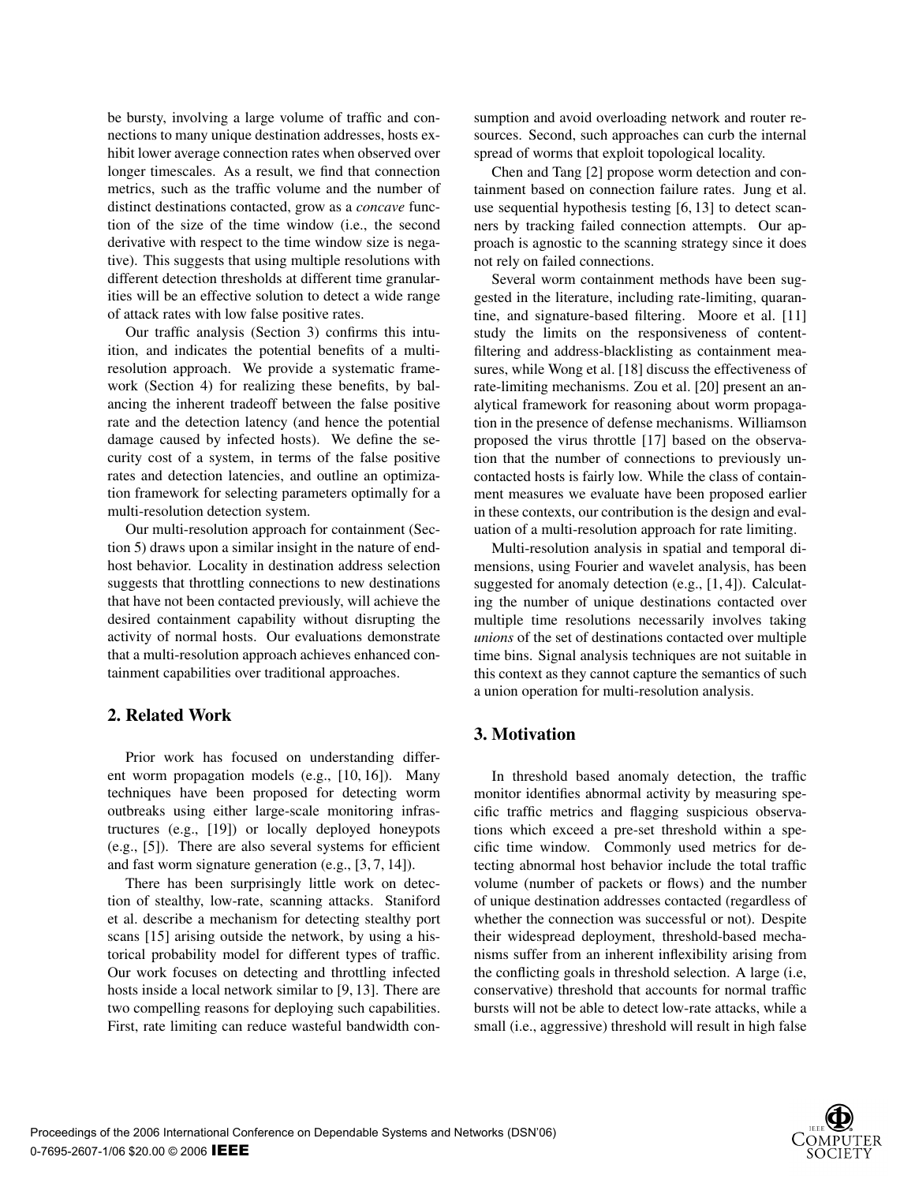be bursty, involving a large volume of traffic and connections to many unique destination addresses, hosts exhibit lower average connection rates when observed over longer timescales. As a result, we find that connection metrics, such as the traffic volume and the number of distinct destinations contacted, grow as a *concave* function of the size of the time window (i.e., the second derivative with respect to the time window size is negative). This suggests that using multiple resolutions with different detection thresholds at different time granularities will be an effective solution to detect a wide range of attack rates with low false positive rates.

Our traffic analysis (Section 3) confirms this intuition, and indicates the potential benefits of a multi-resolution approach. We provide a systematic framework (Section 4) for realizing these benefits, by balancing the inherent tradeoff between the false positive rate and the detection latency (and hence the potential damage caused by infected hosts). We define the security cost of a system, in terms of the false positive rates and detection latencies, and outline an optimization framework for selecting parameters optimally for a multi-resolution detection system.

Our multi-resolution approach for containment (Section 5) draws upon a similar insight in the nature of end-host behavior. Locality in destination address selection suggests that throttling connections to new destinations that have not been contacted previously, will achieve the desired containment capability without disrupting the activity of normal hosts. Our evaluations demonstrate that a multi-resolution approach achieves enhanced containment capabilities over traditional approaches.

## 2. Related Work

Prior work has focused on understanding different worm propagation models (e.g., [10, 16]). Many techniques have been proposed for detecting worm outbreaks using either large-scale monitoring infrastructures (e.g., [19]) or locally deployed honeypots (e.g., [5]). There are also several systems for efficient and fast worm signature generation (e.g., [3, 7, 14]).

There has been surprisingly little work on detection of stealthy, low-rate, scanning attacks. Staniford et al. describe a mechanism for detecting stealthy port scans [15] arising outside the network, by using a historical probability model for different types of traffic. Our work focuses on detecting and throttling infected hosts inside a local network similar to [9, 13]. There are two compelling reasons for deploying such capabilities. First, rate limiting can reduce wasteful bandwidth consumption and avoid overloading network and router resources. Second, such approaches can curb the internal spread of worms that exploit topological locality.

Chen and Tang [2] propose worm detection and containment based on connection failure rates. Jung et al. use sequential hypothesis testing [6, 13] to detect scanners by tracking failed connection attempts. Our approach is agnostic to the scanning strategy since it does not rely on failed connections.

Several worm containment methods have been suggested in the literature, including rate-limiting, quarantine, and signature-based filtering. Moore et al. [11] study the limits on the responsiveness of content-filtering and address-blacklisting as containment measures, while Wong et al. [18] discuss the effectiveness of rate-limiting mechanisms. Zou et al. [20] present an analytical framework for reasoning about worm propagation in the presence of defense mechanisms. Williamson proposed the virus throttle [17] based on the observation that the number of connections to previously uncontacted hosts is fairly low. While the class of containment measures we evaluate have been proposed earlier in these contexts, our contribution is the design and evaluation of a multi-resolution approach for rate limiting.

Multi-resolution analysis in spatial and temporal dimensions, using Fourier and wavelet analysis, has been suggested for anomaly detection (e.g., [1, 4]). Calculating the number of unique destinations contacted over multiple time resolutions necessarily involves taking *unions* of the set of destinations contacted over multiple time bins. Signal analysis techniques are not suitable in this context as they cannot capture the semantics of such a union operation for multi-resolution analysis.

## 3. Motivation

In threshold based anomaly detection, the traffic monitor identifies abnormal activity by measuring specific traffic metrics and flagging suspicious observations which exceed a pre-set threshold within a specific time window. Commonly used metrics for detecting abnormal host behavior include the total traffic volume (number of packets or flows) and the number of unique destination addresses contacted (regardless of whether the connection was successful or not). Despite their widespread deployment, threshold-based mechanisms suffer from an inherent inflexibility arising from the conflicting goals in threshold selection. A large (i.e, conservative) threshold that accounts for normal traffic bursts will not be able to detect low-rate attacks, while a small (i.e., aggressive) threshold will result in high false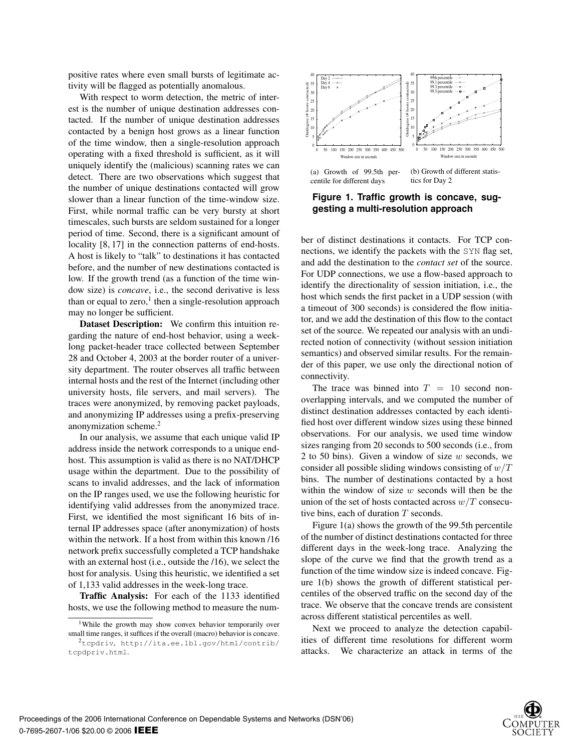positive rates where even small bursts of legitimate activity will be flagged as potentially anomalous.

With respect to worm detection, the metric of interest is the number of unique destination addresses contacted. If the number of unique destination addresses contacted by a benign host grows as a linear function of the time window, then a single-resolution approach operating with a fixed threshold is sufficient, as it will uniquely identify the (malicious) scanning rates we can detect. There are two observations which suggest that the number of unique destinations contacted will grow slower than a linear function of the time-window size. First, while normal traffic can be very bursty at short timescales, such bursts are seldom sustained for a longer period of time. Second, there is a significant amount of locality [8, 17] in the connection patterns of end-hosts. A host is likely to "talk" to destinations it has contacted before, and the number of new destinations contacted is low. If the growth trend (as a function of the time window size) is *concave*, i.e., the second derivative is less than or equal to zero,[1] then a single-resolution approach may no longer be sufficient.

**Dataset Description:** We confirm this intuition regarding the nature of end-host behavior, using a week-long packet-header trace collected between September 28 and October 4, 2003 at the border router of a university department. The router observes all traffic between internal hosts and the rest of the Internet (including other university hosts, file servers, and mail servers). The traces were anonymized, by removing packet payloads, and anonymizing IP addresses using a prefix-preserving anonymization scheme.[2]

In our analysis, we assume that each unique valid IP address inside the network corresponds to a unique end-host. This assumption is valid as there is no NAT/DHCP usage within the department. Due to the possibility of scans to invalid addresses, and the lack of information on the IP ranges used, we use the following heuristic for identifying valid addresses from the anonymized trace. First, we identified the most significant 16 bits of internal IP addresses space (after anonymization) of hosts within the network. If a host from within this known /16 network prefix successfully completed a TCP handshake with an external host (i.e., outside the /16), we select the host for analysis. Using this heuristic, we identified a set of 1,133 valid addresses in the week-long trace.

**Traffic Analysis:** For each of the 1133 identified hosts, we use the following method to measure the number of distinct destinations it contacts. For TCP connections, we identify the packets with the SYN flag set, and add the destination to the *contact set* of the source. For UDP connections, we use a flow-based approach to identify the directionality of session initiation, i.e., the host which sends the first packet in a UDP session (with a timeout of 300 seconds) is considered the flow initiator, and we add the destination of this flow to the contact set of the source. We repeated our analysis with an undirected notion of connectivity (without session initiation semantics) and observed similar results. For the remainder of this paper, we use only the directional notion of connectivity.

(a) Growth of 99.5th percentile for different days

(b) Growth of different statistics for Day 2

**Figure 1. Traffic growth is concave, suggesting a multi-resolution approach**

The trace was binned into $T = 10$ second non-overlapping intervals, and we computed the number of distinct destination addresses contacted by each identified host over different window sizes using these binned observations. For our analysis, we used time window sizes ranging from 20 seconds to 500 seconds (i.e., from 2 to 50 bins). Given a window of size $w$ seconds, we consider all possible sliding windows consisting of $w/T$ bins. The number of destinations contacted by a host within the window of size $w$ seconds will then be the union of the set of hosts contacted across $w/T$ consecutive bins, each of duration $T$ seconds.

Figure 1(a) shows the growth of the 99.5th percentile of the number of distinct destinations contacted for three different days in the week-long trace. Analyzing the slope of the curve we find that the growth trend as a function of the time window size is indeed concave. Figure 1(b) shows the growth of different statistical percentiles of the observed traffic on the second day of the trace. We observe that the concave trends are consistent across different statistical percentiles as well.

Next we proceed to analyze the detection capabilities of different time resolutions for different worm attacks. We characterize an attack in terms of the

[1] While the growth may show convex behavior temporarily over small time ranges, it suffices if the overall (macro) behavior is concave.

[2] tcpdriv, http://ita.ee.lbl.gov/html/contrib/tcpdpriv.html.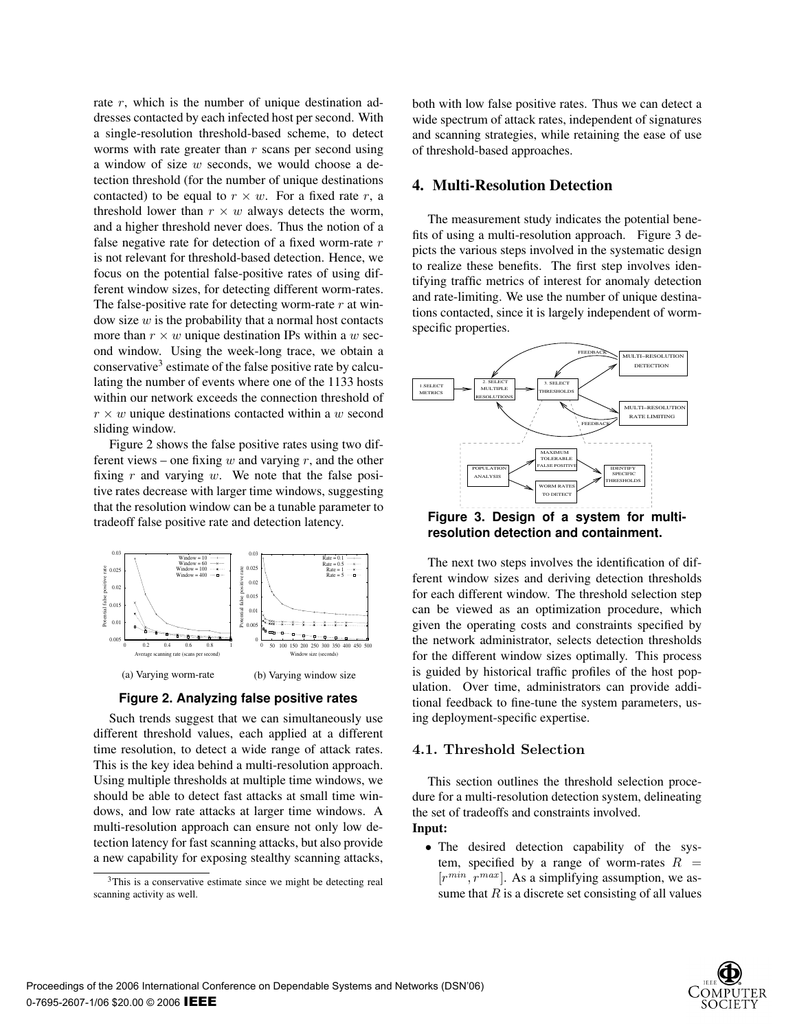rate $r$, which is the number of unique destination addresses contacted by each infected host per second. With a single-resolution threshold-based scheme, to detect worms with rate greater than $r$ scans per second using a window of size $w$ seconds, we would choose a detection threshold (for the number of unique destinations contacted) to be equal to $r \times w$. For a fixed rate $r$, a threshold lower than $r \times w$ always detects the worm, and a higher threshold never does. Thus the notion of a false negative rate for detection of a fixed worm-rate $r$ is not relevant for threshold-based detection. Hence, we focus on the potential false-positive rates of using different window sizes, for detecting different worm-rates. The false-positive rate for detecting worm-rate $r$ at window size $w$ is the probability that a normal host contacts more than $r \times w$ unique destination IPs within a $w$ second window. Using the week-long trace, we obtain a conservative[3] estimate of the false positive rate by calculating the number of events where one of the 1133 hosts within our network exceeds the connection threshold of $r \times w$ unique destinations contacted within a $w$ second sliding window.

Figure 2 shows the false positive rates using two different views – one fixing $w$ and varying $r$, and the other fixing $r$ and varying $w$. We note that the false positive rates decrease with larger time windows, suggesting that the resolution window can be a tunable parameter to tradeoff false positive rate and detection latency.

(a) Varying worm-rate (b) Varying window size

**Figure 2. Analyzing false positive rates**

Such trends suggest that we can simultaneously use different threshold values, each applied at a different time resolution, to detect a wide range of attack rates. This is the key idea behind a multi-resolution approach. Using multiple thresholds at multiple time windows, we should be able to detect fast attacks at small time windows, and low rate attacks at larger time windows. A multi-resolution approach can ensure not only low detection latency for fast scanning attacks, but also provide a new capability for exposing stealthy scanning attacks, both with low false positive rates. Thus we can detect a wide spectrum of attack rates, independent of signatures and scanning strategies, while retaining the ease of use of threshold-based approaches.

[3] This is a conservative estimate since we might be detecting real scanning activity as well.

## 4. Multi-Resolution Detection

The measurement study indicates the potential benefits of using a multi-resolution approach. Figure 3 depicts the various steps involved in the systematic design to realize these benefits. The first step involves identifying traffic metrics of interest for anomaly detection and rate-limiting. We use the number of unique destinations contacted, since it is largely independent of worm-specific properties.

**Figure 3. Design of a system for multi-resolution detection and containment.**

The next two steps involves the identification of different window sizes and deriving detection thresholds for each different window. The threshold selection step can be viewed as an optimization procedure, which given the operating costs and constraints specified by the network administrator, selects detection thresholds for the different window sizes optimally. This process is guided by historical traffic profiles of the host population. Over time, administrators can provide additional feedback to fine-tune the system parameters, using deployment-specific expertise.

### 4.1. Threshold Selection

This section outlines the threshold selection procedure for a multi-resolution detection system, delineating the set of tradeoffs and constraints involved.

**Input:**

- The desired detection capability of the system, specified by a range of worm-rates $R = [r^{min}, r^{max}]$. As a simplifying assumption, we assume that $R$ is a discrete set consisting of all values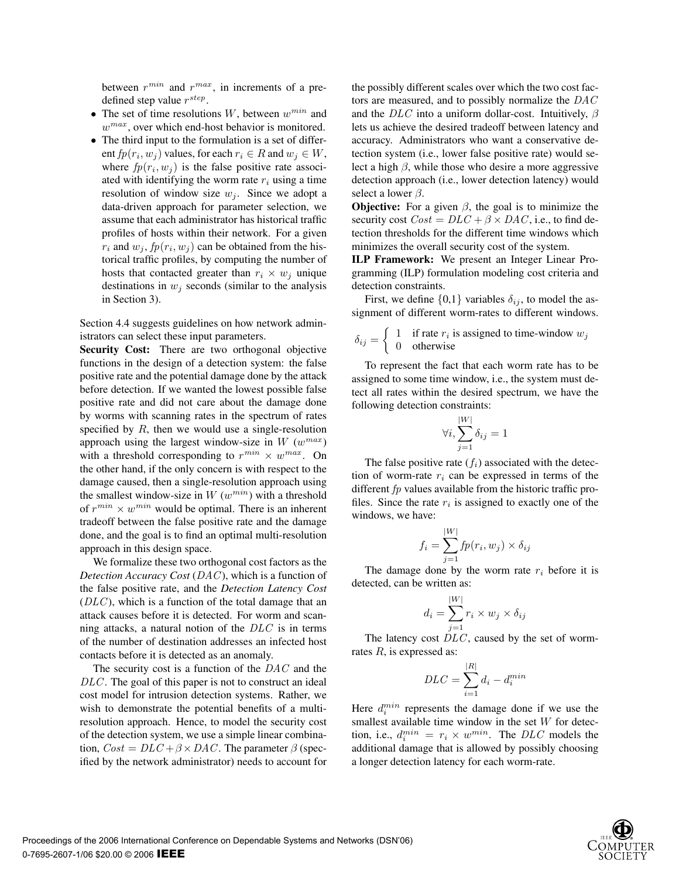between $r^{min}$ and $r^{max}$, in increments of a predefined step value $r^{step}$.

- The set of time resolutions $W$, between $w^{min}$ and $w^{max}$, over which end-host behavior is monitored.
- The third input to the formulation is a set of different $fp(r_i, w_j)$ values, for each $r_i \in R$ and $w_j \in W$, where $fp(r_i, w_j)$ is the false positive rate associated with identifying the worm rate $r_i$ using a time resolution of window size $w_j$. Since we adopt a data-driven approach for parameter selection, we assume that each administrator has historical traffic profiles of hosts within their network. For a given $r_i$ and $w_j$, $fp(r_i, w_j)$ can be obtained from the historical traffic profiles, by computing the number of hosts that contacted greater than $r_i \times w_j$ unique destinations in $w_j$ seconds (similar to the analysis in Section 3).

Section 4.4 suggests guidelines on how network administrators can select these input parameters.

**Security Cost:** There are two orthogonal objective functions in the design of a detection system: the false positive rate and the potential damage done by the attack before detection. If we wanted the lowest possible false positive rate and did not care about the damage done by worms with scanning rates in the spectrum of rates specified by $R$, then we would use a single-resolution approach using the largest window-size in $W$ ($w^{max}$) with a threshold corresponding to $r^{min} \times w^{max}$. On the other hand, if the only concern is with respect to the damage caused, then a single-resolution approach using the smallest window-size in $W$ ($w^{min}$) with a threshold of $r^{min} \times w^{min}$ would be optimal. There is an inherent tradeoff between the false positive rate and the damage done, and the goal is to find an optimal multi-resolution approach in this design space.

We formalize these two orthogonal cost factors as the *Detection Accuracy Cost* ($DAC$), which is a function of the false positive rate, and the *Detection Latency Cost* ($DLC$), which is a function of the total damage that an attack causes before it is detected. For worm and scanning attacks, a natural notion of the $DLC$ is in terms of the number of destination addresses an infected host contacts before it is detected as an anomaly.

The security cost is a function of the $DAC$ and the $DLC$. The goal of this paper is not to construct an ideal cost model for intrusion detection systems. Rather, we wish to demonstrate the potential benefits of a multi-resolution approach. Hence, to model the security cost of the detection system, we use a simple linear combination, $Cost = DLC + \beta \times DAC$. The parameter $\beta$ (specified by the network administrator) needs to account for the possibly different scales over which the two cost factors are measured, and to possibly normalize the $DAC$ and the $DLC$ into a uniform dollar-cost. Intuitively, $\beta$ lets us achieve the desired tradeoff between latency and accuracy. Administrators who want a conservative detection system (i.e., lower false positive rate) would select a high $\beta$, while those who desire a more aggressive detection approach (i.e., lower detection latency) would select a lower $\beta$.

**Objective:** For a given $\beta$, the goal is to minimize the security cost $Cost = DLC + \beta \times DAC$, i.e., to find detection thresholds for the different time windows which minimizes the overall security cost of the system.

**ILP Framework:** We present an Integer Linear Programming (ILP) formulation modeling cost criteria and detection constraints.

First, we define $\{0,1\}$ variables $\delta_{ij}$, to model the assignment of different worm-rates to different windows.

$$\delta_{ij} = \begin{cases} 1 & \text{if rate } r_i \text{ is assigned to time-window } w_j \\ 0 & \text{otherwise} \end{cases}$$

To represent the fact that each worm rate has to be assigned to some time window, i.e., the system must detect all rates within the desired spectrum, we have the following detection constraints:

$$\forall i, \sum_{j=1}^{|W|} \delta_{ij} = 1$$

The false positive rate ($f_i$) associated with the detection of worm-rate $r_i$ can be expressed in terms of the different *fp* values available from the historic traffic profiles. Since the rate $r_i$ is assigned to exactly one of the windows, we have:

$$f_i = \sum_{j=1}^{|W|} fp(r_i, w_j) \times \delta_{ij}$$

The damage done by the worm rate $r_i$ before it is detected, can be written as:

$$d_i = \sum_{j=1}^{|W|} r_i \times w_j \times \delta_{ij}$$

The latency cost $DLC$, caused by the set of worm-rates $R$, is expressed as:

$$DLC = \sum_{i=1}^{|R|} d_i - d_i^{min}$$

Here $d_i^{min}$ represents the damage done if we use the smallest available time window in the set $W$ for detection, i.e., $d_i^{min} = r_i \times w^{min}$. The $DLC$ models the additional damage that is allowed by possibly choosing a longer detection latency for each worm-rate.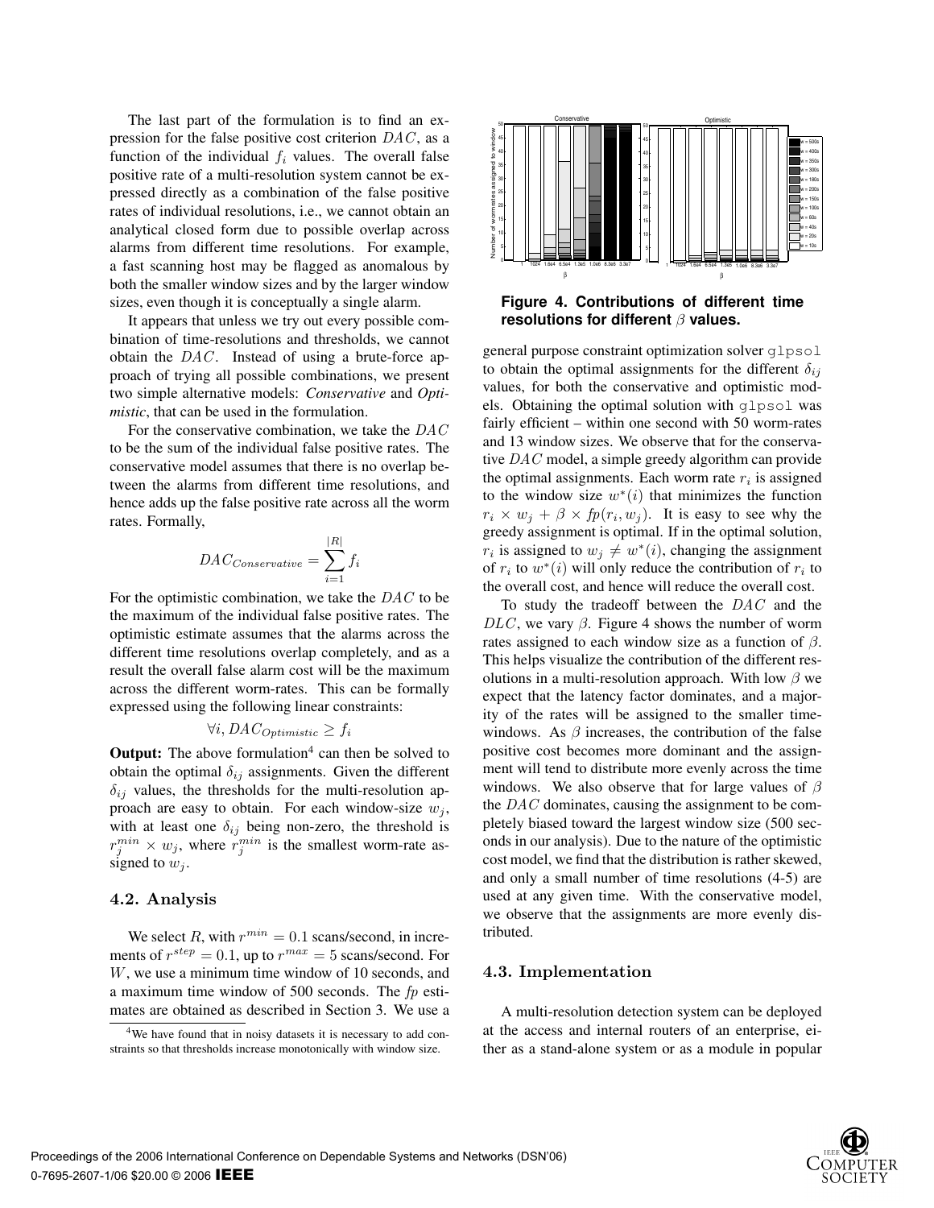The last part of the formulation is to find an expression for the false positive cost criterion $DAC$, as a function of the individual $f_i$ values. The overall false positive rate of a multi-resolution system cannot be expressed directly as a combination of the false positive rates of individual resolutions, i.e., we cannot obtain an analytical closed form due to possible overlap across alarms from different time resolutions. For example, a fast scanning host may be flagged as anomalous by both the smaller window sizes and by the larger window sizes, even though it is conceptually a single alarm.

It appears that unless we try out every possible combination of time-resolutions and thresholds, we cannot obtain the $DAC$. Instead of using a brute-force approach of trying all possible combinations, we present two simple alternative models: ***Conservative*** and ***Optimistic***, that can be used in the formulation.

For the conservative combination, we take the $DAC$ to be the sum of the individual false positive rates. The conservative model assumes that there is no overlap between the alarms from different time resolutions, and hence adds up the false positive rate across all the worm rates. Formally,

$$DAC_{Conservative} = \sum_{i=1}^{|R|} f_i$$

For the optimistic combination, we take the $DAC$ to be the maximum of the individual false positive rates. The optimistic estimate assumes that the alarms across the different time resolutions overlap completely, and as a result the overall false alarm cost will be the maximum across the different worm-rates. This can be formally expressed using the following linear constraints:

$$\forall i, DAC_{Optimistic} \geq f_i$$

**Output:** The above formulation[4] can then be solved to obtain the optimal $\delta_{ij}$ assignments. Given the different $\delta_{ij}$ values, the thresholds for the multi-resolution approach are easy to obtain. For each window-size $w_j$, with at least one $\delta_{ij}$ being non-zero, the threshold is $r_j^{min} \times w_j$, where $r_j^{min}$ is the smallest worm-rate assigned to $w_j$.

### 4.2. Analysis

We select $R$, with $r^{min} = 0.1$ scans/second, in increments of $r^{step} = 0.1$, up to $r^{max} = 5$ scans/second. For $W$, we use a minimum time window of 10 seconds, and a maximum time window of 500 seconds. The $fp$ estimates are obtained as described in Section 3. We use a general purpose constraint optimization solver `glpsol` to obtain the optimal assignments for the different $\delta_{ij}$ values, for both the conservative and optimistic models. Obtaining the optimal solution with `glpsol` was fairly efficient – within one second with 50 worm-rates and 13 window sizes. We observe that for the conservative $DAC$ model, a simple greedy algorithm can provide the optimal assignments. Each worm rate $r_i$ is assigned to the window size $w^*(i)$ that minimizes the function $r_i \times w_j + \beta \times fp(r_i, w_j)$. It is easy to see why the greedy assignment is optimal. If in the optimal solution, $r_i$ is assigned to $w_j \neq w^*(i)$, changing the assignment of $r_i$ to $w^*(i)$ will only reduce the contribution of $r_i$ to the overall cost, and hence will reduce the overall cost.

**Figure 4. Contributions of different time resolutions for different $\beta$ values.**

To study the tradeoff between the $DAC$ and the $DLC$, we vary $\beta$. Figure 4 shows the number of worm rates assigned to each window size as a function of $\beta$. This helps visualize the contribution of the different resolutions in a multi-resolution approach. With low $\beta$ we expect that the latency factor dominates, and a majority of the rates will be assigned to the smaller time-windows. As $\beta$ increases, the contribution of the false positive cost becomes more dominant and the assignment will tend to distribute more evenly across the time windows. We also observe that for large values of $\beta$ the $DAC$ dominates, causing the assignment to be completely biased toward the largest window size (500 seconds in our analysis). Due to the nature of the optimistic cost model, we find that the distribution is rather skewed, and only a small number of time resolutions (4-5) are used at any given time. With the conservative model, we observe that the assignments are more evenly distributed.

### 4.3. Implementation

A multi-resolution detection system can be deployed at the access and internal routers of an enterprise, either as a stand-alone system or as a module in popular

[4] We have found that in noisy datasets it is necessary to add constraints so that thresholds increase monotonically with window size.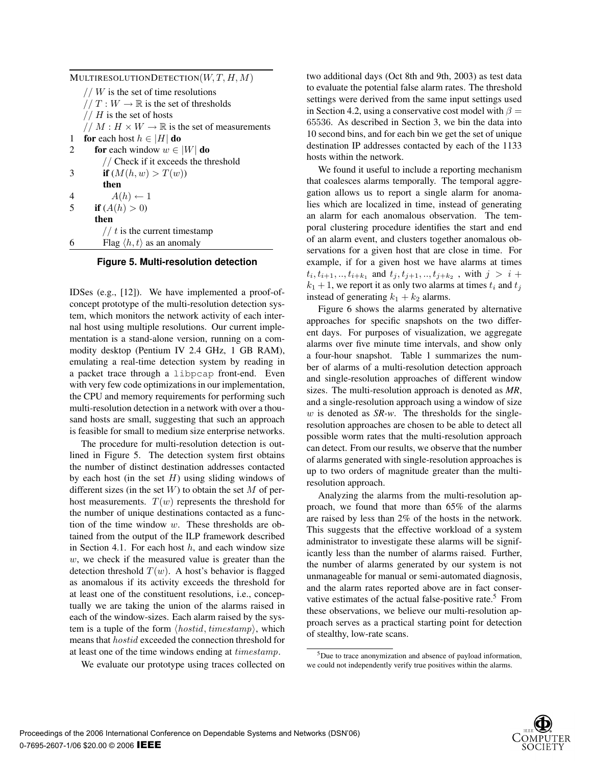```
MULTIRESOLUTIONDETECTION(W, T, H, M)
    // W is the set of time resolutions
    // T : W → ℝ is the set of thresholds
    // H is the set of hosts
    // M : H × W → ℝ is the set of measurements
1   for each host h ∈ |H| do
2       for each window w ∈ |W| do
            // Check if it exceeds the threshold
3           if (M(h, w) > T(w))
            then
4               A(h) ← 1
5       if (A(h) > 0)
        then
            // t is the current timestamp
6           Flag ⟨h, t⟩ as an anomaly
```

**Figure 5. Multi-resolution detection**

IDSes (e.g., [12]). We have implemented a proof-of-concept prototype of the multi-resolution detection system, which monitors the network activity of each internal host using multiple resolutions. Our current implementation is a stand-alone version, running on a commodity desktop (Pentium IV 2.4 GHz, 1 GB RAM), emulating a real-time detection system by reading in a packet trace through a `libpcap` front-end. Even with very few code optimizations in our implementation, the CPU and memory requirements for performing such multi-resolution detection in a network with over a thousand hosts are small, suggesting that such an approach is feasible for small to medium size enterprise networks.

The procedure for multi-resolution detection is outlined in Figure 5. The detection system first obtains the number of distinct destination addresses contacted by each host (in the set $H$) using sliding windows of different sizes (in the set $W$) to obtain the set $M$ of per-host measurements. $T(w)$ represents the threshold for the number of unique destinations contacted as a function of the time window $w$. These thresholds are obtained from the output of the ILP framework described in Section 4.1. For each host $h$, and each window size $w$, we check if the measured value is greater than the detection threshold $T(w)$. A host's behavior is flagged as anomalous if its activity exceeds the threshold for at least one of the constituent resolutions, i.e., conceptually we are taking the union of the alarms raised in each of the window-sizes. Each alarm raised by the system is a tuple of the form $\langle hostid, timestamp \rangle$, which means that $hostid$ exceeded the connection threshold for at least one of the time windows ending at $timestamp$.

We evaluate our prototype using traces collected on two additional days (Oct 8th and 9th, 2003) as test data to evaluate the potential false alarm rates. The threshold settings were derived from the same input settings used in Section 4.2, using a conservative cost model with $\beta = 65536$. As described in Section 3, we bin the data into 10 second bins, and for each bin we get the set of unique destination IP addresses contacted by each of the 1133 hosts within the network.

We found it useful to include a reporting mechanism that coalesces alarms temporally. The temporal aggregation allows us to report a single alarm for anomalies which are localized in time, instead of generating an alarm for each anomalous observation. The temporal clustering procedure identifies the start and end of an alarm event, and clusters together anomalous observations for a given host that are close in time. For example, if for a given host we have alarms at times $t_i, t_{i+1}, .., t_{i+k_1}$ and $t_j, t_{j+1}, .., t_{j+k_2}$ , with $j > i + k_1 + 1$, we report it as only two alarms at times $t_i$ and $t_j$ instead of generating $k_1 + k_2$ alarms.

Figure 6 shows the alarms generated by alternative approaches for specific snapshots on the two different days. For purposes of visualization, we aggregate alarms over five minute time intervals, and show only a four-hour snapshot. Table 1 summarizes the number of alarms of a multi-resolution detection approach and single-resolution approaches of different window sizes. The multi-resolution approach is denoted as ***MR***, and a single-resolution approach using a window of size $w$ is denoted as ***SR-w***. The thresholds for the single-resolution approaches are chosen to be able to detect all possible worm rates that the multi-resolution approach can detect. From our results, we observe that the number of alarms generated with single-resolution approaches is up to two orders of magnitude greater than the multi-resolution approach.

Analyzing the alarms from the multi-resolution approach, we found that more than 65% of the alarms are raised by less than 2% of the hosts in the network. This suggests that the effective workload of a system administrator to investigate these alarms will be significantly less than the number of alarms raised. Further, the number of alarms generated by our system is not unmanageable for manual or semi-automated diagnosis, and the alarm rates reported above are in fact conservative estimates of the actual false-positive rate.[5] From these observations, we believe our multi-resolution approach serves as a practical starting point for detection of stealthy, low-rate scans.

[5] Due to trace anonymization and absence of payload information, we could not independently verify true positives within the alarms.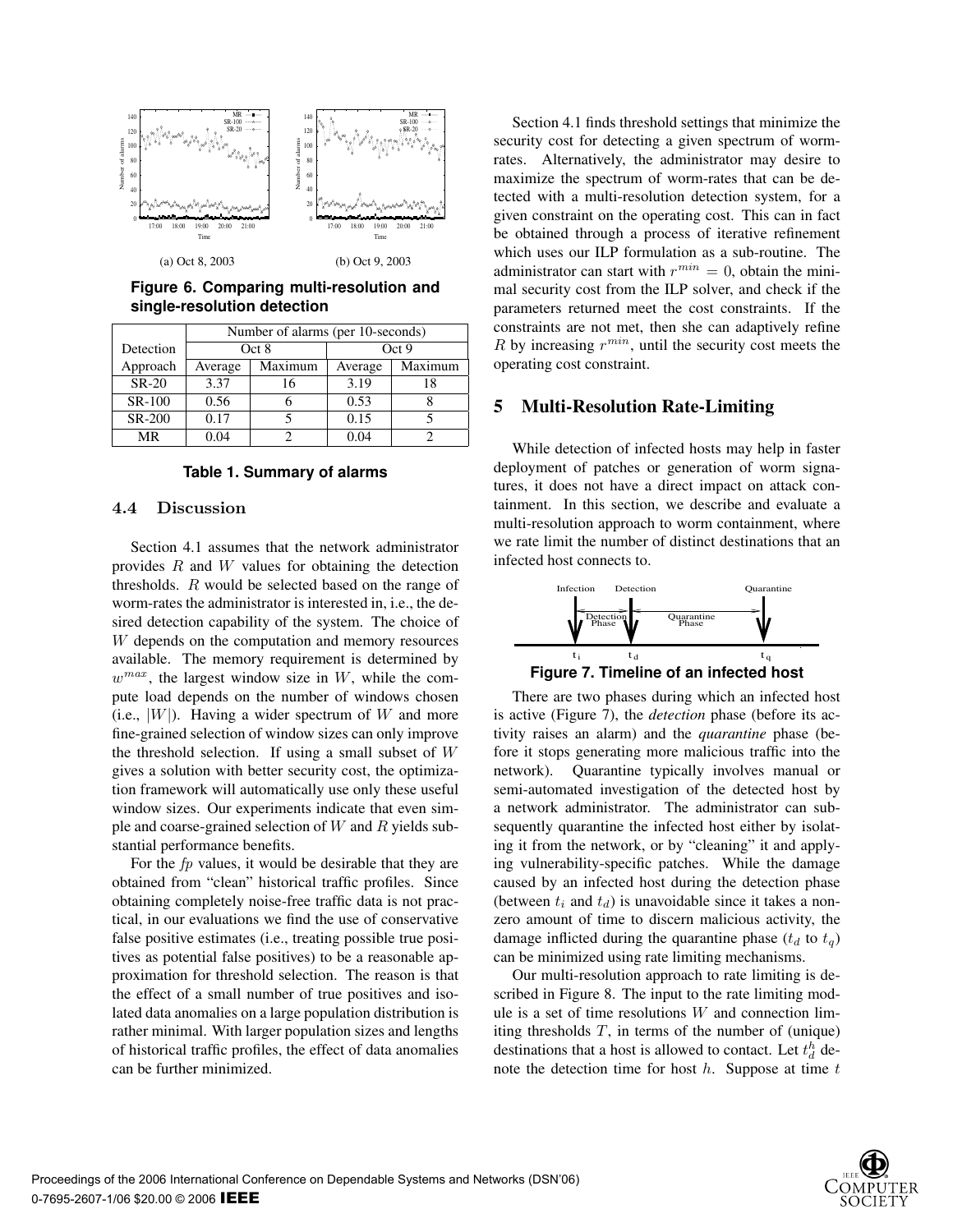140
120
100
80
60
40
20
0
Number of alarms
17:00 18:00 19:00 20:00 21:00
Time
MR
SR-100
SR-20

(a) Oct 8, 2003

140
120
100
80
60
40
20
0
Number of alarms
17:00 18:00 19:00 20:00 21:00
Time
MR
SR-100
SR-20

(b) Oct 9, 2003

**Figure 6. Comparing multi-resolution and single-resolution detection**

| Detection Approach | Number of alarms (per 10-seconds) | | | |
|---|---|---|---|---|
| | Oct 8 | | Oct 9 | |
| | Average | Maximum | Average | Maximum |
| SR-20 | 3.37 | 16 | 3.19 | 18 |
| SR-100 | 0.56 | 6 | 0.53 | 8 |
| SR-200 | 0.17 | 5 | 0.15 | 5 |
| MR | 0.04 | 2 | 0.04 | 2 |

**Table 1. Summary of alarms**

### 4.4 Discussion

Section 4.1 assumes that the network administrator provides $R$ and $W$ values for obtaining the detection thresholds. $R$ would be selected based on the range of worm-rates the administrator is interested in, i.e., the desired detection capability of the system. The choice of $W$ depends on the computation and memory resources available. The memory requirement is determined by $w^{max}$, the largest window size in $W$, while the compute load depends on the number of windows chosen (i.e., $|W|$). Having a wider spectrum of $W$ and more fine-grained selection of window sizes can only improve the threshold selection. If using a small subset of $W$ gives a solution with better security cost, the optimization framework will automatically use only these useful window sizes. Our experiments indicate that even simple and coarse-grained selection of $W$ and $R$ yields substantial performance benefits.

For the *fp* values, it would be desirable that they are obtained from "clean" historical traffic profiles. Since obtaining completely noise-free traffic data is not practical, in our evaluations we find the use of conservative false positive estimates (i.e., treating possible true positives as potential false positives) to be a reasonable approximation for threshold selection. The reason is that the effect of a small number of true positives and isolated data anomalies on a large population distribution is rather minimal. With larger population sizes and lengths of historical traffic profiles, the effect of data anomalies can be further minimized.

Section 4.1 finds threshold settings that minimize the security cost for detecting a given spectrum of worm-rates. Alternatively, the administrator may desire to maximize the spectrum of worm-rates that can be detected with a multi-resolution detection system, for a given constraint on the operating cost. This can in fact be obtained through a process of iterative refinement which uses our ILP formulation as a sub-routine. The administrator can start with $r^{min} = 0$, obtain the minimal security cost from the ILP solver, and check if the parameters returned meet the cost constraints. If the constraints are not met, then she can adaptively refine $R$ by increasing $r^{min}$, until the security cost meets the operating cost constraint.

## 5 Multi-Resolution Rate-Limiting

While detection of infected hosts may help in faster deployment of patches or generation of worm signatures, it does not have a direct impact on attack containment. In this section, we describe and evaluate a multi-resolution approach to worm containment, where we rate limit the number of distinct destinations that an infected host connects to.

Infection
Detection
Quarantine
Detection Phase
Quarantine Phase
$t_i$
$t_d$
$t_q$

**Figure 7. Timeline of an infected host**

There are two phases during which an infected host is active (Figure 7), the *detection* phase (before its activity raises an alarm) and the *quarantine* phase (before it stops generating more malicious traffic into the network). Quarantine typically involves manual or semi-automated investigation of the detected host by a network administrator. The administrator can subsequently quarantine the infected host either by isolating it from the network, or by "cleaning" it and applying vulnerability-specific patches. While the damage caused by an infected host during the detection phase (between $t_i$ and $t_d$) is unavoidable since it takes a non-zero amount of time to discern malicious activity, the damage inflicted during the quarantine phase ($t_d$ to $t_q$) can be minimized using rate limiting mechanisms.

Our multi-resolution approach to rate limiting is described in Figure 8. The input to the rate limiting module is a set of time resolutions $W$ and connection limiting thresholds $T$, in terms of the number of (unique) destinations that a host is allowed to contact. Let $t_d^h$ denote the detection time for host $h$. Suppose at time $t$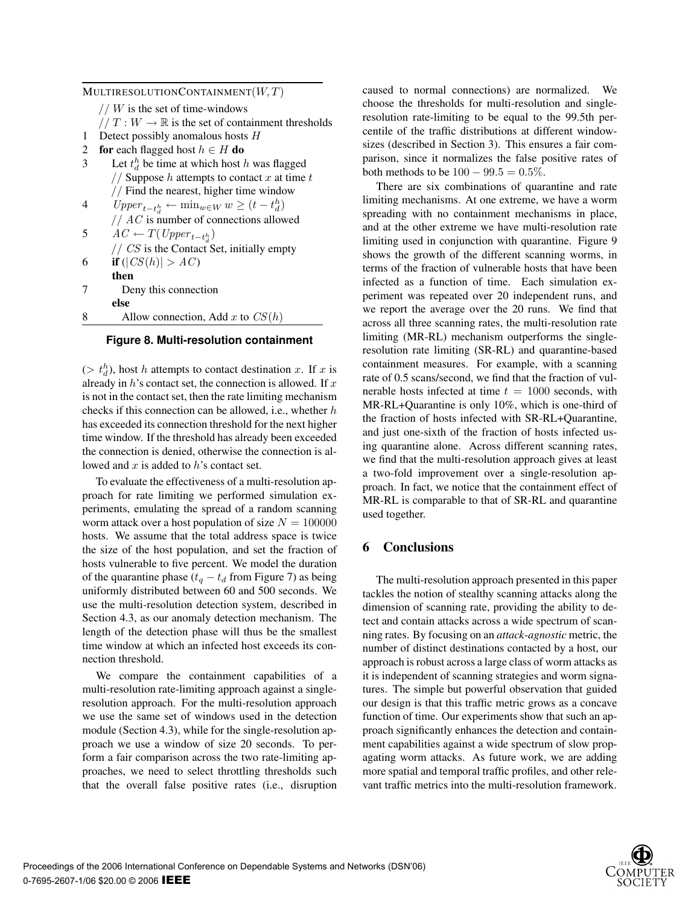```
MULTIRESOLUTIONCONTAINMENT(W, T)
    // W is the set of time-windows
    // T : W → ℝ is the set of containment thresholds
1   Detect possibly anomalous hosts H
2   for each flagged host h ∈ H do
3       Let t_d^h be time at which host h was flagged
        // Suppose h attempts to contact x at time t
        // Find the nearest, higher time window
4       Upper_{t−t_d^h} ← min_{w∈W} w ≥ (t − t_d^h)
        // AC is number of connections allowed
5       AC ← T(Upper_{t−t_d^h})
        // CS is the Contact Set, initially empty
6       if (|CS(h)| > AC)
        then
7           Deny this connection
        else
8           Allow connection, Add x to CS(h)
```

**Figure 8. Multi-resolution containment**

($> t_d^h$), host $h$ attempts to contact destination $x$. If $x$ is already in $h$'s contact set, the connection is allowed. If $x$ is not in the contact set, then the rate limiting mechanism checks if this connection can be allowed, i.e., whether $h$ has exceeded its connection threshold for the next higher time window. If the threshold has already been exceeded the connection is denied, otherwise the connection is allowed and $x$ is added to $h$'s contact set.

To evaluate the effectiveness of a multi-resolution approach for rate limiting we performed simulation experiments, emulating the spread of a random scanning worm attack over a host population of size $N = 100000$ hosts. We assume that the total address space is twice the size of the host population, and set the fraction of hosts vulnerable to five percent. We model the duration of the quarantine phase ($t_q - t_d$ from Figure 7) as being uniformly distributed between 60 and 500 seconds. We use the multi-resolution detection system, described in Section 4.3, as our anomaly detection mechanism. The length of the detection phase will thus be the smallest time window at which an infected host exceeds its connection threshold.

We compare the containment capabilities of a multi-resolution rate-limiting approach against a single-resolution approach. For the multi-resolution approach we use the same set of windows used in the detection module (Section 4.3), while for the single-resolution approach we use a window of size 20 seconds. To perform a fair comparison across the two rate-limiting approaches, we need to select throttling thresholds such that the overall false positive rates (i.e., disruption caused to normal connections) are normalized. We choose the thresholds for multi-resolution and single-resolution rate-limiting to be equal to the 99.5th percentile of the traffic distributions at different window-sizes (described in Section 3). This ensures a fair comparison, since it normalizes the false positive rates of both methods to be $100 - 99.5 = 0.5\%$.

There are six combinations of quarantine and rate limiting mechanisms. At one extreme, we have a worm spreading with no containment mechanisms in place, and at the other extreme we have multi-resolution rate limiting used in conjunction with quarantine. Figure 9 shows the growth of the different scanning worms, in terms of the fraction of vulnerable hosts that have been infected as a function of time. Each simulation experiment was repeated over 20 independent runs, and we report the average over the 20 runs. We find that across all three scanning rates, the multi-resolution rate limiting (MR-RL) mechanism outperforms the single-resolution rate limiting (SR-RL) and quarantine-based containment measures. For example, with a scanning rate of 0.5 scans/second, we find that the fraction of vulnerable hosts infected at time $t = 1000$ seconds, with MR-RL+Quarantine is only 10%, which is one-third of the fraction of hosts infected with SR-RL+Quarantine, and just one-sixth of the fraction of hosts infected using quarantine alone. Across different scanning rates, we find that the multi-resolution approach gives at least a two-fold improvement over a single-resolution approach. In fact, we notice that the containment effect of MR-RL is comparable to that of SR-RL and quarantine used together.

## 6 Conclusions

The multi-resolution approach presented in this paper tackles the notion of stealthy scanning attacks along the dimension of scanning rate, providing the ability to detect and contain attacks across a wide spectrum of scanning rates. By focusing on an *attack-agnostic* metric, the number of distinct destinations contacted by a host, our approach is robust across a large class of worm attacks as it is independent of scanning strategies and worm signatures. The simple but powerful observation that guided our design is that this traffic metric grows as a concave function of time. Our experiments show that such an approach significantly enhances the detection and containment capabilities against a wide spectrum of slow propagating worm attacks. As future work, we are adding more spatial and temporal traffic profiles, and other relevant traffic metrics into the multi-resolution framework.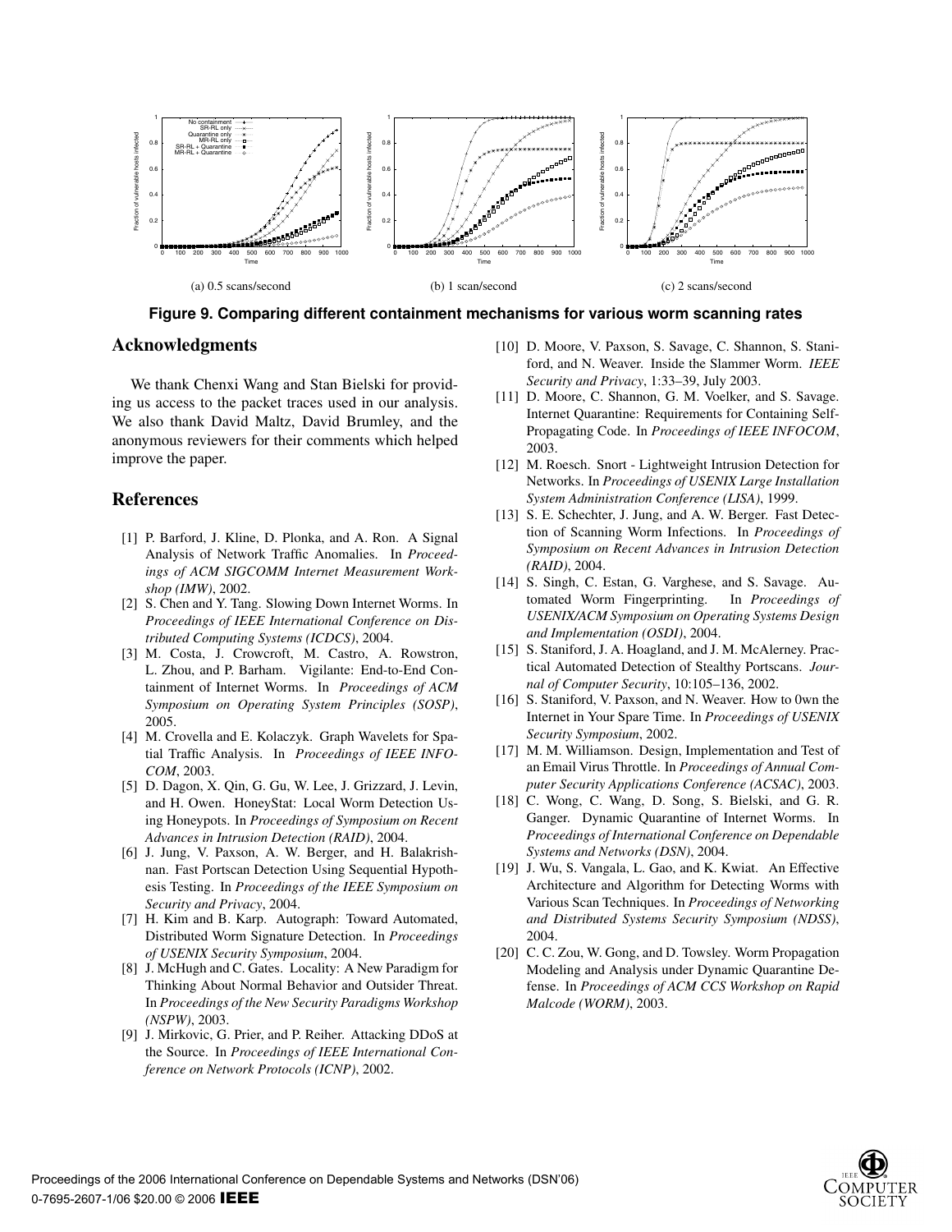No containment
SR-RL only
Quarantine only
MR-RL only
SR-RL + Quarantine
MR-RL + Quarantine

Fraction of vulnerable hosts infected

Time

0 100 200 300 400 500 600 700 800 900 1000

0 0.2 0.4 0.6 0.8 1

(a) 0.5 scans/second

(b) 1 scan/second

(c) 2 scans/second

**Figure 9. Comparing different containment mechanisms for various worm scanning rates**

## Acknowledgments

We thank Chenxi Wang and Stan Bielski for providing us access to the packet traces used in our analysis. We also thank David Maltz, David Brumley, and the anonymous reviewers for their comments which helped improve the paper.

## References

[1] P. Barford, J. Kline, D. Plonka, and A. Ron. A Signal Analysis of Network Traffic Anomalies. In *Proceedings of ACM SIGCOMM Internet Measurement Workshop (IMW)*, 2002.

[2] S. Chen and Y. Tang. Slowing Down Internet Worms. In *Proceedings of IEEE International Conference on Distributed Computing Systems (ICDCS)*, 2004.

[3] M. Costa, J. Crowcroft, M. Castro, A. Rowstron, L. Zhou, and P. Barham. Vigilante: End-to-End Containment of Internet Worms. In *Proceedings of ACM Symposium on Operating System Principles (SOSP)*, 2005.

[4] M. Crovella and E. Kolaczyk. Graph Wavelets for Spatial Traffic Analysis. In *Proceedings of IEEE INFOCOM*, 2003.

[5] D. Dagon, X. Qin, G. Gu, W. Lee, J. Grizzard, J. Levin, and H. Owen. HoneyStat: Local Worm Detection Using Honeypots. In *Proceedings of Symposium on Recent Advances in Intrusion Detection (RAID)*, 2004.

[6] J. Jung, V. Paxson, A. W. Berger, and H. Balakrishnan. Fast Portscan Detection Using Sequential Hypothesis Testing. In *Proceedings of the IEEE Symposium on Security and Privacy*, 2004.

[7] H. Kim and B. Karp. Autograph: Toward Automated, Distributed Worm Signature Detection. In *Proceedings of USENIX Security Symposium*, 2004.

[8] J. McHugh and C. Gates. Locality: A New Paradigm for Thinking About Normal Behavior and Outsider Threat. In *Proceedings of the New Security Paradigms Workshop (NSPW)*, 2003.

[9] J. Mirkovic, G. Prier, and P. Reiher. Attacking DDoS at the Source. In *Proceedings of IEEE International Conference on Network Protocols (ICNP)*, 2002.

[10] D. Moore, V. Paxson, S. Savage, C. Shannon, S. Staniford, and N. Weaver. Inside the Slammer Worm. *IEEE Security and Privacy*, 1:33–39, July 2003.

[11] D. Moore, C. Shannon, G. M. Voelker, and S. Savage. Internet Quarantine: Requirements for Containing Self-Propagating Code. In *Proceedings of IEEE INFOCOM*, 2003.

[12] M. Roesch. Snort - Lightweight Intrusion Detection for Networks. In *Proceedings of USENIX Large Installation System Administration Conference (LISA)*, 1999.

[13] S. E. Schechter, J. Jung, and A. W. Berger. Fast Detection of Scanning Worm Infections. In *Proceedings of Symposium on Recent Advances in Intrusion Detection (RAID)*, 2004.

[14] S. Singh, C. Estan, G. Varghese, and S. Savage. Automated Worm Fingerprinting. In *Proceedings of USENIX/ACM Symposium on Operating Systems Design and Implementation (OSDI)*, 2004.

[15] S. Staniford, J. A. Hoagland, and J. M. McAlerney. Practical Automated Detection of Stealthy Portscans. *Journal of Computer Security*, 10:105–136, 2002.

[16] S. Staniford, V. Paxson, and N. Weaver. How to 0wn the Internet in Your Spare Time. In *Proceedings of USENIX Security Symposium*, 2002.

[17] M. M. Williamson. Design, Implementation and Test of an Email Virus Throttle. In *Proceedings of Annual Computer Security Applications Conference (ACSAC)*, 2003.

[18] C. Wong, C. Wang, D. Song, S. Bielski, and G. R. Ganger. Dynamic Quarantine of Internet Worms. In *Proceedings of International Conference on Dependable Systems and Networks (DSN)*, 2004.

[19] J. Wu, S. Vangala, L. Gao, and K. Kwiat. An Effective Architecture and Algorithm for Detecting Worms with Various Scan Techniques. In *Proceedings of Networking and Distributed Systems Security Symposium (NDSS)*, 2004.

[20] C. C. Zou, W. Gong, and D. Towsley. Worm Propagation Modeling and Analysis under Dynamic Quarantine Defense. In *Proceedings of ACM CCS Workshop on Rapid Malcode (WORM)*, 2003.